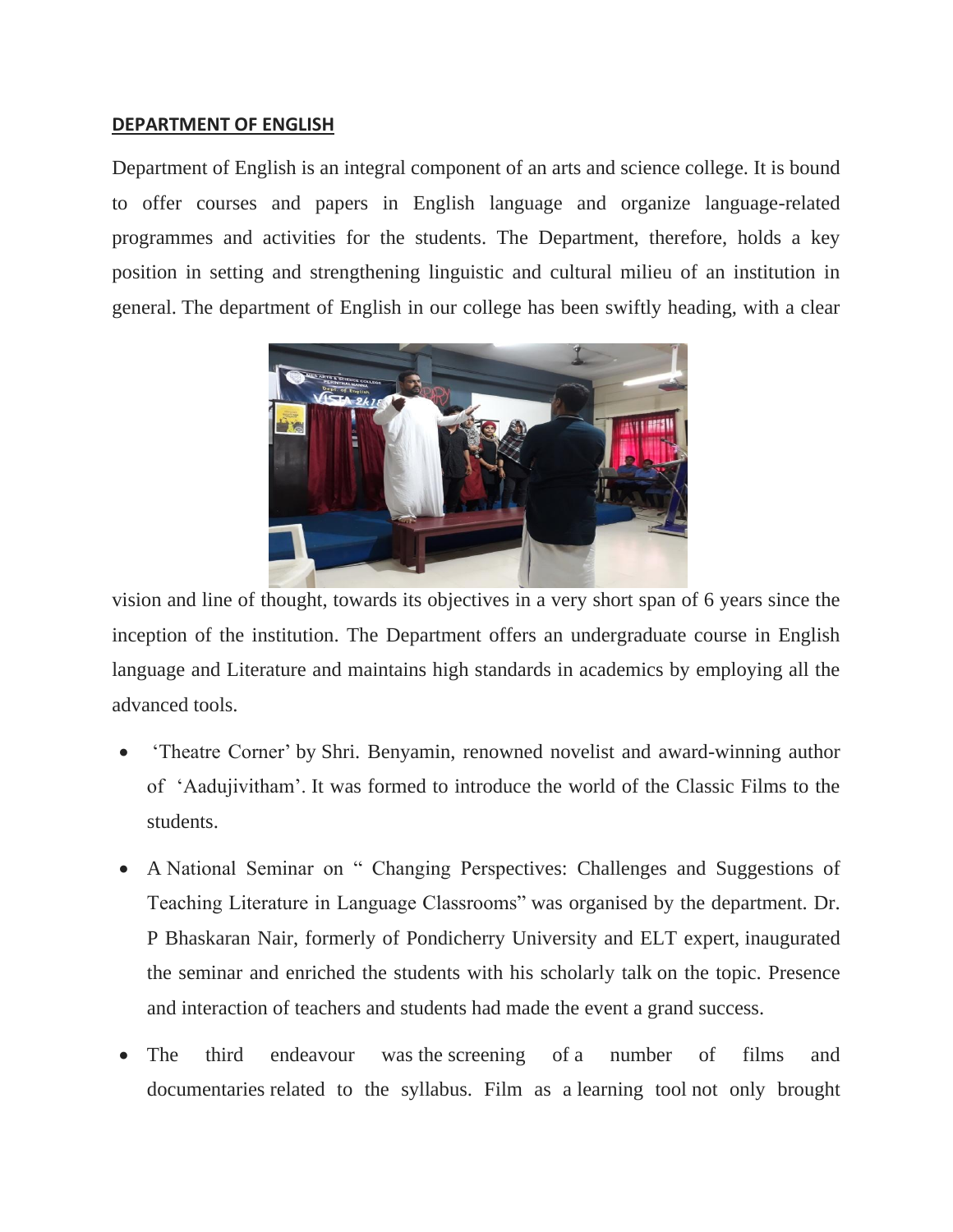**DEPARTMENT OF ENGLISH**

Department of English is an integral component of an arts and science college. It is bound to offer courses and papers in English language and organize language-related programmes and activities for the students. The Department, therefore, holds a key position in setting and strengthening linguistic and cultural milieu of an institution in general. The department of English in our college has been swiftly heading, with a clear vision and line of thought, towards its objectives in a very short span of 6 years since the inception of the institution. The Department offers an undergraduate course in English language and Literature and maintains high standards in academics by employing all the advanced tools.

- 'Theatre Corner' by Shri. Benyamin, renowned novelist and award-winning author of 'Aadujivitham'. It was formed to introduce the world of the Classic Films to the students.
- A National Seminar on " Changing Perspectives: Challenges and Suggestions of Teaching Literature in Language Classrooms" was organised by the department. Dr. P Bhaskaran Nair, formerly of Pondicherry University and ELT expert, inaugurated the seminar and enriched the students with his scholarly talk on the topic. Presence and interaction of teachers and students had made the event a grand success.
- The third endeavour was the screening of a number of films and documentaries related to the syllabus. Film as a learning tool not only brought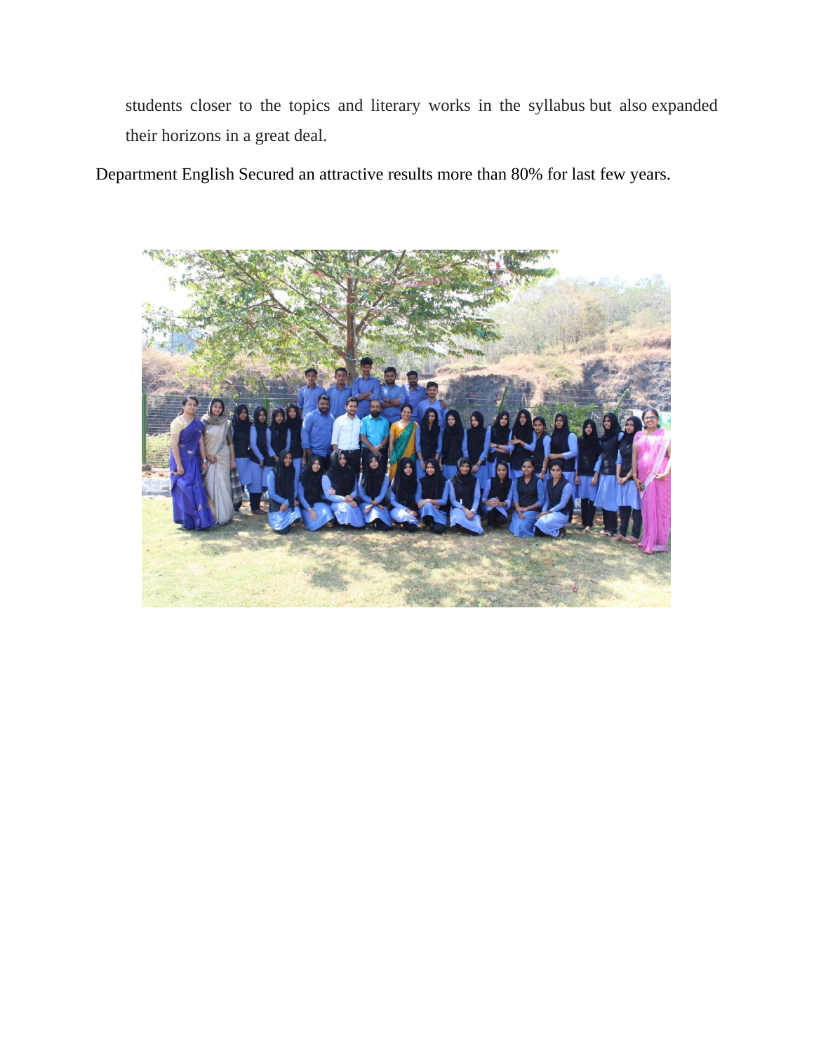students closer to the topics and literary works in the syllabus but also expanded their horizons in a great deal.

Department English Secured an attractive results more than 80% for last few years.